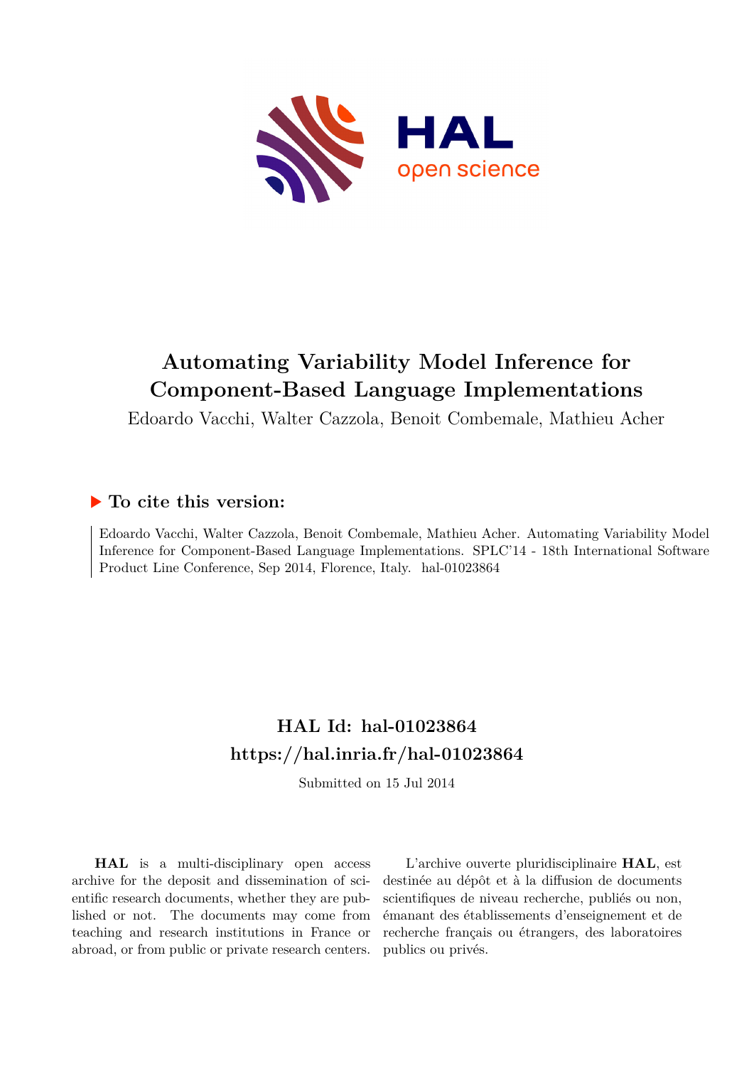# Automating Variability Model Inference for Component-Based Language Implementations

Edoardo Vacchi, Walter Cazzola, Benoit Combemale, Mathieu Acher

## ▶ To cite this version:

Edoardo Vacchi, Walter Cazzola, Benoit Combemale, Mathieu Acher. Automating Variability Model Inference for Component-Based Language Implementations. SPLC'14 - 18th International Software Product Line Conference, Sep 2014, Florence, Italy. hal-01023864

## HAL Id: hal-01023864
## https://hal.inria.fr/hal-01023864

Submitted on 15 Jul 2014

**HAL** is a multi-disciplinary open access archive for the deposit and dissemination of scientific research documents, whether they are published or not. The documents may come from teaching and research institutions in France or abroad, or from public or private research centers.

L'archive ouverte pluridisciplinaire **HAL**, est destinée au dépôt et à la diffusion de documents scientifiques de niveau recherche, publiés ou non, émanant des établissements d'enseignement et de recherche français ou étrangers, des laboratoires publics ou privés.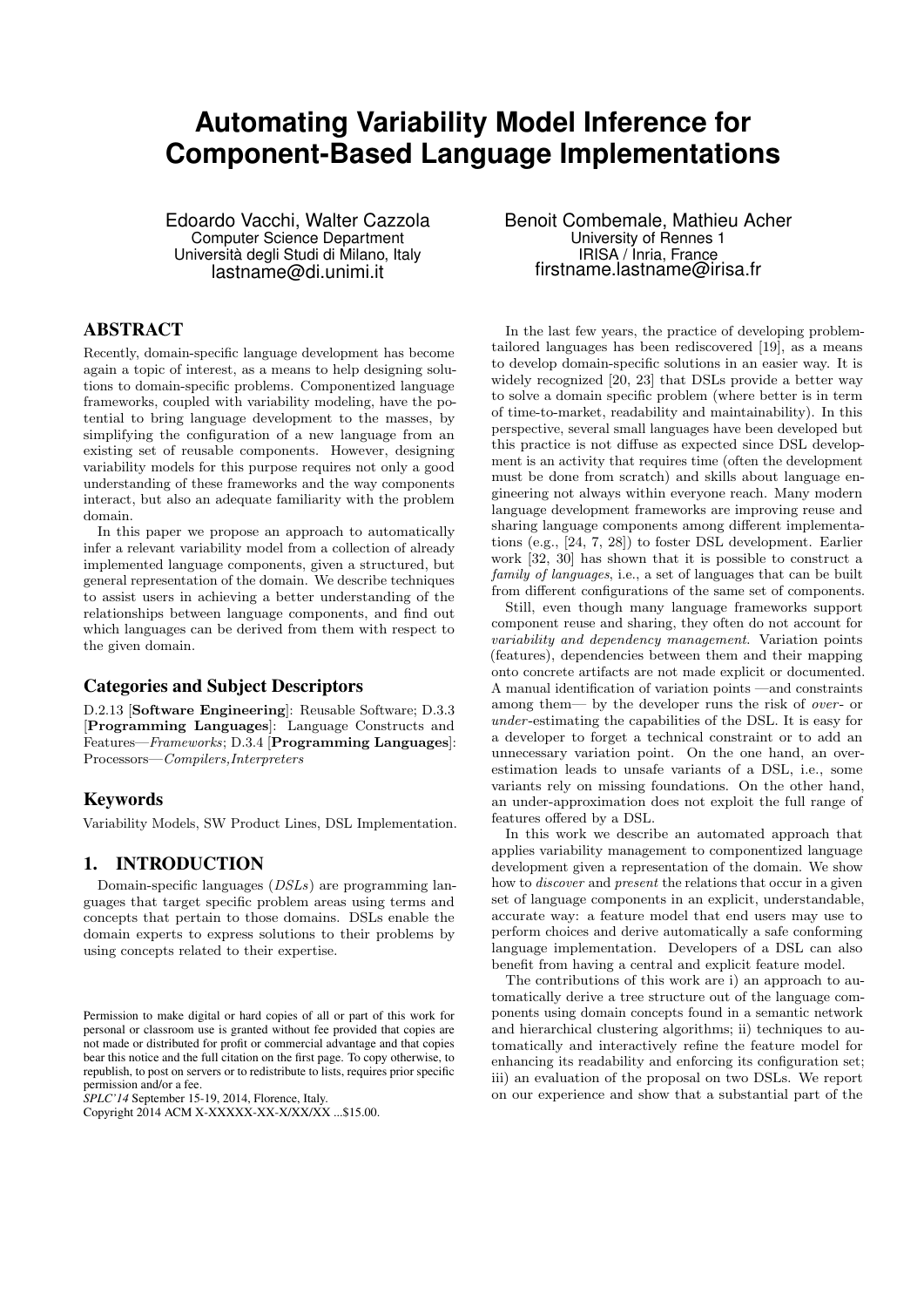# Automating Variability Model Inference for Component-Based Language Implementations

Edoardo Vacchi, Walter Cazzola
Computer Science Department
Università degli Studi di Milano, Italy
lastname@di.unimi.it

Benoit Combemale, Mathieu Acher
University of Rennes 1
IRISA / Inria, France
firstname.lastname@irisa.fr

## ABSTRACT

Recently, domain-specific language development has become again a topic of interest, as a means to help designing solutions to domain-specific problems. Componentized language frameworks, coupled with variability modeling, have the potential to bring language development to the masses, by simplifying the configuration of a new language from an existing set of reusable components. However, designing variability models for this purpose requires not only a good understanding of these frameworks and the way components interact, but also an adequate familiarity with the problem domain.

In this paper we propose an approach to automatically infer a relevant variability model from a collection of already implemented language components, given a structured, but general representation of the domain. We describe techniques to assist users in achieving a better understanding of the relationships between language components, and find out which languages can be derived from them with respect to the given domain.

### Categories and Subject Descriptors

D.2.13 [**Software Engineering**]: Reusable Software; D.3.3 [**Programming Languages**]: Language Constructs and Features—*Frameworks*; D.3.4 [**Programming Languages**]: Processors—*Compilers,Interpreters*

### Keywords

Variability Models, SW Product Lines, DSL Implementation.

## 1. INTRODUCTION

Domain-specific languages (*DSLs*) are programming languages that target specific problem areas using terms and concepts that pertain to those domains. DSLs enable the domain experts to express solutions to their problems by using concepts related to their expertise.

Permission to make digital or hard copies of all or part of this work for personal or classroom use is granted without fee provided that copies are not made or distributed for profit or commercial advantage and that copies bear this notice and the full citation on the first page. To copy otherwise, to republish, to post on servers or to redistribute to lists, requires prior specific permission and/or a fee.
*SPLC'14* September 15-19, 2014, Florence, Italy.
Copyright 2014 ACM X-XXXXX-XX-X/XX/XX ...$15.00.

In the last few years, the practice of developing problem-tailored languages has been rediscovered [19], as a means to develop domain-specific solutions in an easier way. It is widely recognized [20, 23] that DSLs provide a better way to solve a domain specific problem (where better is in term of time-to-market, readability and maintainability). In this perspective, several small languages have been developed but this practice is not diffuse as expected since DSL development is an activity that requires time (often the development must be done from scratch) and skills about language engineering not always within everyone reach. Many modern language development frameworks are improving reuse and sharing language components among different implementations (e.g., [24, 7, 28]) to foster DSL development. Earlier work [32, 30] has shown that it is possible to construct a *family of languages*, i.e., a set of languages that can be built from different configurations of the same set of components.

Still, even though many language frameworks support component reuse and sharing, they often do not account for *variability and dependency management*. Variation points (features), dependencies between them and their mapping onto concrete artifacts are not made explicit or documented. A manual identification of variation points —and constraints among them— by the developer runs the risk of *over-* or *under*-estimating the capabilities of the DSL. It is easy for a developer to forget a technical constraint or to add an unnecessary variation point. On the one hand, an over-estimation leads to unsafe variants of a DSL, i.e., some variants rely on missing foundations. On the other hand, an under-approximation does not exploit the full range of features offered by a DSL.

In this work we describe an automated approach that applies variability management to componentized language development given a representation of the domain. We show how to *discover* and *present* the relations that occur in a given set of language components in an explicit, understandable, accurate way: a feature model that end users may use to perform choices and derive automatically a safe conforming language implementation. Developers of a DSL can also benefit from having a central and explicit feature model.

The contributions of this work are i) an approach to automatically derive a tree structure out of the language components using domain concepts found in a semantic network and hierarchical clustering algorithms; ii) techniques to automatically and interactively refine the feature model for enhancing its readability and enforcing its configuration set; iii) an evaluation of the proposal on two DSLs. We report on our experience and show that a substantial part of the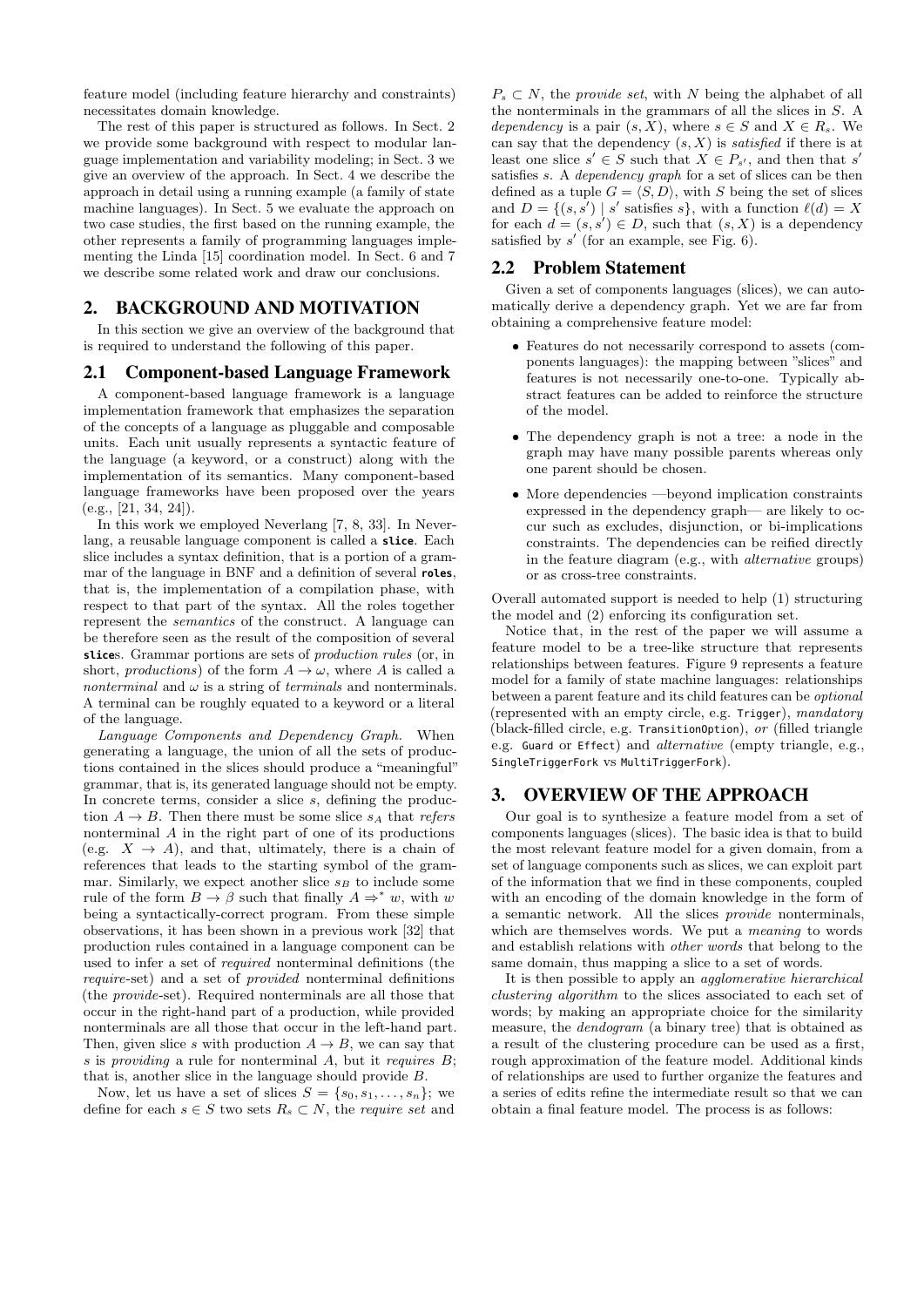feature model (including feature hierarchy and constraints) necessitates domain knowledge.

The rest of this paper is structured as follows. In Sect. 2 we provide some background with respect to modular language implementation and variability modeling; in Sect. 3 we give an overview of the approach. In Sect. 4 we describe the approach in detail using a running example (a family of state machine languages). In Sect. 5 we evaluate the approach on two case studies, the first based on the running example, the other represents a family of programming languages implementing the Linda [15] coordination model. In Sect. 6 and 7 we describe some related work and draw our conclusions.

## 2. BACKGROUND AND MOTIVATION

In this section we give an overview of the background that is required to understand the following of this paper.

### 2.1 Component-based Language Framework

A component-based language framework is a language implementation framework that emphasizes the separation of the concepts of a language as pluggable and composable units. Each unit usually represents a syntactic feature of the language (a keyword, or a construct) along with the implementation of its semantics. Many component-based language frameworks have been proposed over the years (e.g., [21, 34, 24]).

In this work we employed Neverlang [7, 8, 33]. In Neverlang, a reusable language component is called a **slice**. Each slice includes a syntax definition, that is a portion of a grammar of the language in BNF and a definition of several **roles**, that is, the implementation of a compilation phase, with respect to that part of the syntax. All the roles together represent the *semantics* of the construct. A language can be therefore seen as the result of the composition of several **slice**s. Grammar portions are sets of *production rules* (or, in short, *productions*) of the form $A \to \omega$, where $A$ is called a *nonterminal* and $\omega$ is a string of *terminals* and nonterminals. A terminal can be roughly equated to a keyword or a literal of the language.

*Language Components and Dependency Graph.* When generating a language, the union of all the sets of productions contained in the slices should produce a "meaningful" grammar, that is, its generated language should not be empty. In concrete terms, consider a slice $s$, defining the production $A \to B$. Then there must be some slice $s_A$ that *refers* nonterminal $A$ in the right part of one of its productions (e.g. $X \to A$), and that, ultimately, there is a chain of references that leads to the starting symbol of the grammar. Similarly, we expect another slice $s_B$ to include some rule of the form $B \to \beta$ such that finally $A \Rightarrow^* w$, with $w$ being a syntactically-correct program. From these simple observations, it has been shown in a previous work [32] that production rules contained in a language component can be used to infer a set of *required* nonterminal definitions (the *require*-set) and a set of *provided* nonterminal definitions (the *provide*-set). Required nonterminals are all those that occur in the right-hand part of a production, while provided nonterminals are all those that occur in the left-hand part. Then, given slice $s$ with production $A \to B$, we can say that $s$ is *providing* a rule for nonterminal $A$, but it *requires* $B$; that is, another slice in the language should provide $B$.

Now, let us have a set of slices $S = \{s_0, s_1, \ldots, s_n\}$; we define for each $s \in S$ two sets $R_s \subset N$, the *require set* and $P_s \subset N$, the *provide set*, with $N$ being the alphabet of all the nonterminals in the grammars of all the slices in $S$. A *dependency* is a pair $(s, X)$, where $s \in S$ and $X \in R_s$. We can say that the dependency $(s, X)$ is *satisfied* if there is at least one slice $s' \in S$ such that $X \in P_{s'}$, and then that $s'$ satisfies $s$. A *dependency graph* for a set of slices can be then defined as a tuple $G = \langle S, D \rangle$, with $S$ being the set of slices and $D = \{(s, s') \mid s' \text{ satisfies } s\}$, with a function $\ell(d) = X$ for each $d = (s, s') \in D$, such that $(s, X)$ is a dependency satisfied by $s'$ (for an example, see Fig. 6).

### 2.2 Problem Statement

Given a set of components languages (slices), we can automatically derive a dependency graph. Yet we are far from obtaining a comprehensive feature model:

- Features do not necessarily correspond to assets (components languages): the mapping between "slices" and features is not necessarily one-to-one. Typically abstract features can be added to reinforce the structure of the model.
- The dependency graph is not a tree: a node in the graph may have many possible parents whereas only one parent should be chosen.
- More dependencies —beyond implication constraints expressed in the dependency graph— are likely to occur such as excludes, disjunction, or bi-implications constraints. The dependencies can be reified directly in the feature diagram (e.g., with *alternative* groups) or as cross-tree constraints.

Overall automated support is needed to help (1) structuring the model and (2) enforcing its configuration set.

Notice that, in the rest of the paper we will assume a feature model to be a tree-like structure that represents relationships between features. Figure 9 represents a feature model for a family of state machine languages: relationships between a parent feature and its child features can be *optional* (represented with an empty circle, e.g. `Trigger`), *mandatory* (black-filled circle, e.g. `TransitionOption`), *or* (filled triangle e.g. `Guard` or `Effect`) and *alternative* (empty triangle, e.g., `SingleTriggerFork` vs `MultiTriggerFork`).

## 3. OVERVIEW OF THE APPROACH

Our goal is to synthesize a feature model from a set of components languages (slices). The basic idea is that to build the most relevant feature model for a given domain, from a set of language components such as slices, we can exploit part of the information that we find in these components, coupled with an encoding of the domain knowledge in the form of a semantic network. All the slices *provide* nonterminals, which are themselves words. We put a *meaning* to words and establish relations with *other words* that belong to the same domain, thus mapping a slice to a set of words.

It is then possible to apply an *agglomerative hierarchical clustering algorithm* to the slices associated to each set of words; by making an appropriate choice for the similarity measure, the *dendogram* (a binary tree) that is obtained as a result of the clustering procedure can be used as a first, rough approximation of the feature model. Additional kinds of relationships are used to further organize the features and a series of edits refine the intermediate result so that we can obtain a final feature model. The process is as follows: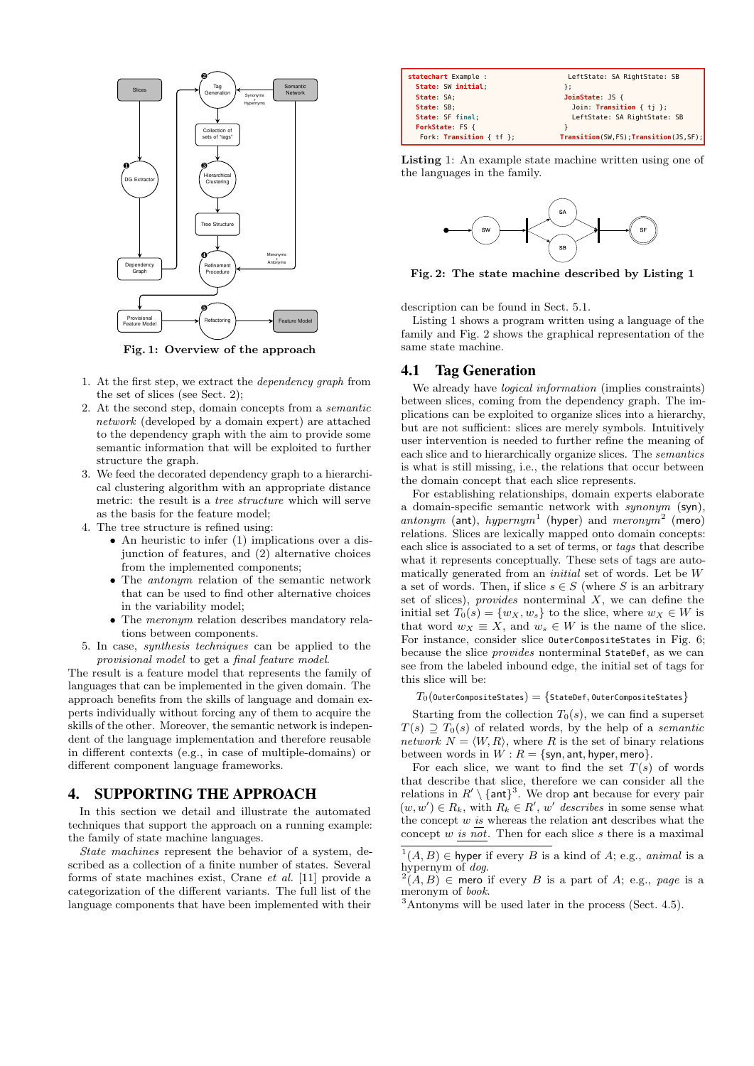Fig. 1: Overview of the approach

1. At the first step, we extract the *dependency graph* from the set of slices (see Sect. 2);
2. At the second step, domain concepts from a *semantic network* (developed by a domain expert) are attached to the dependency graph with the aim to provide some semantic information that will be exploited to further structure the graph.
3. We feed the decorated dependency graph to a hierarchical clustering algorithm with an appropriate distance metric: the result is a *tree structure* which will serve as the basis for the feature model;
4. The tree structure is refined using:
   - An heuristic to infer (1) implications over a disjunction of features, and (2) alternative choices from the implemented components;
   - The *antonym* relation of the semantic network that can be used to find other alternative choices in the variability model;
   - The *meronym* relation describes mandatory relations between components.
5. In case, *synthesis techniques* can be applied to the *provisional model* to get a *final feature model*.

The result is a feature model that represents the family of languages that can be implemented in the given domain. The approach benefits from the skills of language and domain experts individually without forcing any of them to acquire the skills of the other. Moreover, the semantic network is independent of the language implementation and therefore reusable in different contexts (e.g., in case of multiple-domains) or different component language frameworks.

## 4. SUPPORTING THE APPROACH

In this section we detail and illustrate the automated techniques that support the approach on a running example: the family of state machine languages.

*State machines* represent the behavior of a system, described as a collection of a finite number of states. Several forms of state machines exist, Crane *et al.* [11] provide a categorization of the different variants. The full list of the language components that have been implemented with their description can be found in Sect. 5.1.

```
statechart Example :                    LeftState: SA RightState: SB
  State: SW initial;                  };
  State: SA;                          JoinState: JS {
  State: SB;                            Join: Transition { tj };
  State: SF final;                      LeftState: SA RightState: SB
  ForkState: FS {                     }
   Fork: Transition { tf };          Transition(SW,FS);Transition(JS,SF);
```

**Listing 1:** An example state machine written using one of the languages in the family.

**Fig. 2: The state machine described by Listing 1**

Listing 1 shows a program written using a language of the family and Fig. 2 shows the graphical representation of the same state machine.

### 4.1 Tag Generation

We already have *logical information* (implies constraints) between slices, coming from the dependency graph. The implications can be exploited to organize slices into a hierarchy, but are not sufficient: slices are merely symbols. Intuitively user intervention is needed to further refine the meaning of each slice and to hierarchically organize slices. The *semantics* is what is still missing, i.e., the relations that occur between the domain concept that each slice represents.

For establishing relationships, domain experts elaborate a domain-specific semantic network with *synonym* (syn), *antonym* (ant), *hypernym*[1] (hyper) and *meronym*[2] (mero) relations. Slices are lexically mapped onto domain concepts: each slice is associated to a set of terms, or *tags* that describe what it represents conceptually. These sets of tags are automatically generated from an *initial* set of words. Let be $W$ a set of words. Then, if slice $s \in S$ (where $S$ is an arbitrary set of slices), *provides* nonterminal $X$, we can define the initial set $T_0(s) = \{w_X, w_s\}$ to the slice, where $w_X \in W$ is that word $w_X \equiv X$, and $w_s \in W$ is the name of the slice. For instance, consider slice `OuterCompositeStates` in Fig. 6; because the slice *provides* nonterminal `StateDef`, as we can see from the labeled inbound edge, the initial set of tags for this slice will be:

$$T_0(\texttt{OuterCompositeStates}) = \{\texttt{StateDef}, \texttt{OuterCompositeStates}\}$$

Starting from the collection $T_0(s)$, we can find a superset $T(s) \supseteq T_0(s)$ of related words, by the help of a *semantic network* $N = \langle W, R \rangle$, where $R$ is the set of binary relations between words in $W$ : $R = \{\text{syn}, \text{ant}, \text{hyper}, \text{mero}\}$.

For each slice, we want to find the set $T(s)$ of words that describe that slice, therefore we can consider all the relations in $R' \setminus \{\text{ant}\}$[3]. We drop ant because for every pair $(w, w') \in R_k$, with $R_k \in R'$, $w'$ *describes* in some sense what the concept $w$ is whereas the relation ant describes what the concept $w$ is not. Then for each slice $s$ there is a maximal

[1] $(A, B) \in$ hyper if every $B$ is a kind of $A$; e.g., *animal* is a hypernym of *dog*.
[2] $(A, B) \in$ mero if every $B$ is a part of $A$; e.g., *page* is a meronym of *book*.
[3] Antonyms will be used later in the process (Sect. 4.5).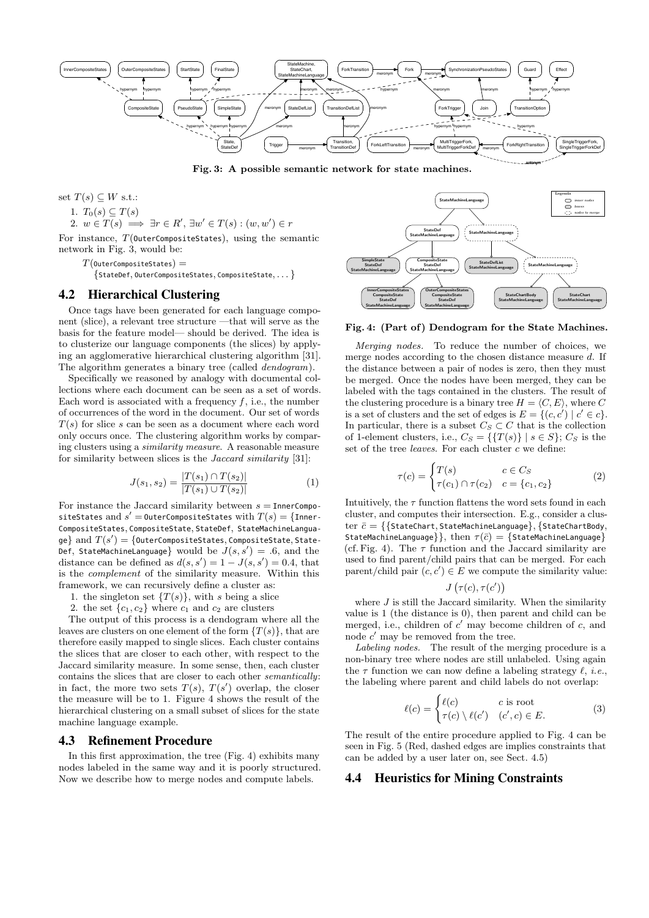Fig. 3: A possible semantic network for state machines.

set $T(s) \subseteq W$ s.t.:

1. $T_0(s) \subseteq T(s)$
2. $w \in T(s) \implies \exists r \in R', \exists w' \in T(s) : (w, w') \in r$

For instance, $T(\texttt{OuterCompositeStates})$, using the semantic network in Fig. 3, would be:

$$T(\texttt{OuterCompositeStates}) = \{\texttt{StateDef}, \texttt{OuterCompositeStates}, \texttt{CompositeState}, \dots\}$$

## 4.2 Hierarchical Clustering

Once tags have been generated for each language component (slice), a relevant tree structure —that will serve as the basis for the feature model— should be derived. The idea is to clusterize our language components (the slices) by applying an agglomerative hierarchical clustering algorithm [31]. The algorithm generates a binary tree (called *dendogram*).

Specifically we reasoned by analogy with documental collections where each document can be seen as a set of words. Each word is associated with a frequency $f$, i.e., the number of occurrences of the word in the document. Our set of words $T(s)$ for slice $s$ can be seen as a document where each word only occurs once. The clustering algorithm works by comparing clusters using a *similarity measure*. A reasonable measure for similarity between slices is the *Jaccard similarity* [31]:

$$J(s_1, s_2) = \frac{|T(s_1) \cap T(s_2)|}{|T(s_1) \cup T(s_2)|} \tag{1}$$

For instance the Jaccard similarity between $s = \texttt{InnerCompositeStates}$ and $s' = \texttt{OuterCompositeStates}$ with $T(s) = \{\texttt{InnerCompositeStates}, \texttt{CompositeState}, \texttt{StateDef}, \texttt{StateMachineLanguage}\}$ and $T(s') = \{\texttt{OuterCompositeStates}, \texttt{CompositeState}, \texttt{StateDef}, \texttt{StateMachineLanguage}\}$ would be $J(s, s') = .6$, and the distance can be defined as $d(s, s') = 1 - J(s, s') = 0.4$, that is the *complement* of the similarity measure. Within this framework, we can recursively define a cluster as:

1. the singleton set $\{T(s)\}$, with $s$ being a slice
2. the set $\{c_1, c_2\}$ where $c_1$ and $c_2$ are clusters

The output of this process is a dendogram where all the leaves are clusters on one element of the form $\{T(s)\}$, that are therefore easily mapped to single slices. Each cluster contains the slices that are closer to each other, with respect to the Jaccard similarity measure. In some sense, then, each cluster contains the slices that are closer to each other *semantically*: in fact, the more two sets $T(s)$, $T(s')$ overlap, the closer the measure will be to 1. Figure 4 shows the result of the hierarchical clustering on a small subset of slices for the state machine language example.

## 4.3 Refinement Procedure

In this first approximation, the tree (Fig. 4) exhibits many nodes labeled in the same way and it is poorly structured. Now we describe how to merge nodes and compute labels.

Fig. 4: (Part of) Dendogram for the State Machines.

*Merging nodes.* To reduce the number of choices, we merge nodes according to the chosen distance measure $d$. If the distance between a pair of nodes is zero, then they must be merged. Once the nodes have been merged, they can be labeled with the tags contained in the clusters. The result of the clustering procedure is a binary tree $H = \langle C, E \rangle$, where $C$ is a set of clusters and the set of edges is $E = \{(c, c') \mid c' \in c\}$. In particular, there is a subset $C_S \subset C$ that is the collection of 1-element clusters, i.e., $C_S = \{\{T(s)\} \mid s \in S\}$; $C_S$ is the set of the tree *leaves*. For each cluster $c$ we define:

$$\tau(c) = \begin{cases} T(s) & c \in C_S \\ \tau(c_1) \cap \tau(c_2) & c = \{c_1, c_2\} \end{cases} \tag{2}$$

Intuitively, the $\tau$ function flattens the word sets found in each cluster, and computes their intersection. E.g., consider a cluster $\bar{c} = \{\{\texttt{StateChart}, \texttt{StateMachineLanguage}\}, \{\texttt{StateChartBody}, \texttt{StateMachineLanguage}\}\}$, then $\tau(\bar{c}) = \{\texttt{StateMachineLanguage}\}$ (cf. Fig. 4). The $\tau$ function and the Jaccard similarity are used to find parent/child pairs that can be merged. For each parent/child pair $(c, c') \in E$ we compute the similarity value:

$$J(\tau(c), \tau(c'))$$

where $J$ is still the Jaccard similarity. When the similarity value is 1 (the distance is 0), then parent and child can be merged, i.e., children of $c'$ may become children of $c$, and node $c'$ may be removed from the tree.

*Labeling nodes.* The result of the merging procedure is a non-binary tree where nodes are still unlabeled. Using again the $\tau$ function we can now define a labeling strategy $\ell$, *i.e.*, the labeling where parent and child labels do not overlap:

$$\ell(c) = \begin{cases} \ell(c) & c \text{ is root} \\ \tau(c) \setminus \ell(c') & (c', c) \in E. \end{cases} \tag{3}$$

The result of the entire procedure applied to Fig. 4 can be seen in Fig. 5 (Red, dashed edges are implies constraints that can be added by a user later on, see Sect. 4.5)

## 4.4 Heuristics for Mining Constraints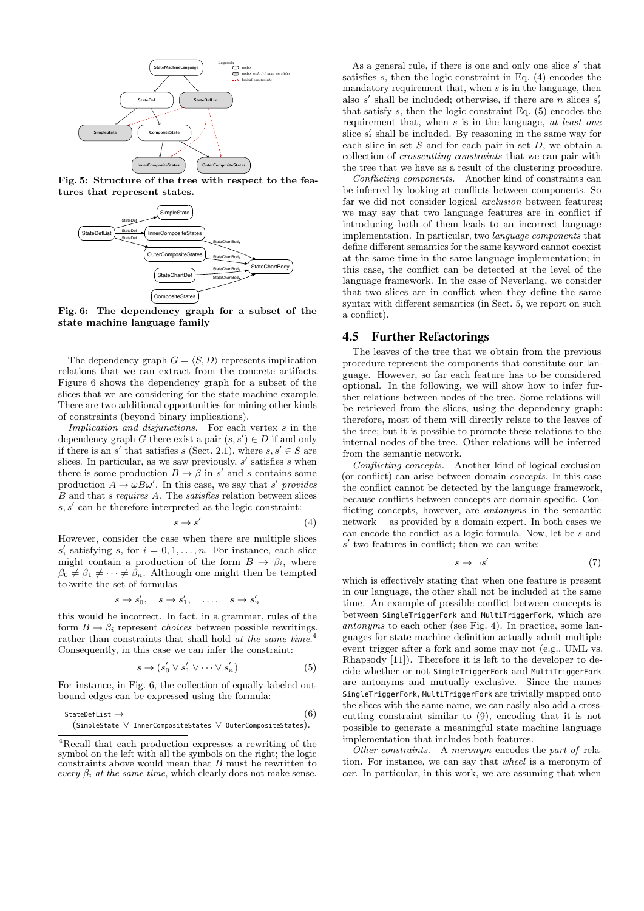Fig. 5: **Structure of the tree with respect to the features that represent states.**

Fig. 6: **The dependency graph for a subset of the state machine language family**

The dependency graph $G = \langle S, D \rangle$ represents implication relations that we can extract from the concrete artifacts. Figure 6 shows the dependency graph for a subset of the slices that we are considering for the state machine example. There are two additional opportunities for mining other kinds of constraints (beyond binary implications).

*Implication and disjunctions.* For each vertex $s$ in the dependency graph $G$ there exist a pair $(s, s') \in D$ if and only if there is an $s'$ that satisfies $s$ (Sect. 2.1), where $s, s' \in S$ are slices. In particular, as we saw previously, $s'$ satisfies $s$ when there is some production $B \to \beta$ in $s'$ and $s$ contains some production $A \to \omega B \omega'$. In this case, we say that $s'$ *provides* $B$ and that $s$ *requires* $A$. The *satisfies* relation between slices $s, s'$ can be therefore interpreted as the logic constraint:

$$s \to s' \tag{4}$$

However, consider the case when there are multiple slices $s'_i$ satisfying $s$, for $i = 0, 1, \ldots, n$. For instance, each slice might contain a production of the form $B \to \beta_i$, where $\beta_0 \neq \beta_1 \neq \cdots \neq \beta_n$. Although one might then be tempted to write the set of formulas

$$s \to s'_0, \quad s \to s'_1, \quad \ldots, \quad s \to s'_n$$

this would be incorrect. In fact, in a grammar, rules of the form $B \to \beta_i$ represent *choices* between possible rewritings, rather than constraints that shall hold *at the same time*.[4] Consequently, in this case we can infer the constraint:

$$s \to (s'_0 \vee s'_1 \vee \cdots \vee s'_n) \tag{5}$$

For instance, in Fig. 6, the collection of equally-labeled outbound edges can be expressed using the formula:

$$\texttt{StateDefList} \to (\texttt{SimpleState} \vee \texttt{InnerCompositeStates} \vee \texttt{OuterCompositeStates}). \tag{6}$$

[4] Recall that each production expresses a rewriting of the symbol on the left with all the symbols on the right; the logic constraints above would mean that $B$ must be rewritten to *every* $\beta_i$ *at the same time*, which clearly does not make sense.

As a general rule, if there is one and only one slice $s'$ that satisfies $s$, then the logic constraint in Eq. (4) encodes the mandatory requirement that, when $s$ is in the language, then also $s'$ shall be included; otherwise, if there are $n$ slices $s'_i$ that satisfy $s$, then the logic constraint Eq. (5) encodes the requirement that, when $s$ is in the language, *at least one* slice $s'_i$ shall be included. By reasoning in the same way for each slice in set $S$ and for each pair in set $D$, we obtain a collection of *crosscutting constraints* that we can pair with the tree that we have as a result of the clustering procedure.

*Conflicting components.* Another kind of constraints can be inferred by looking at conflicts between components. So far we did not consider logical *exclusion* between features; we may say that two language features are in conflict if introducing both of them leads to an incorrect language implementation. In particular, two *language components* that define different semantics for the same keyword cannot coexist at the same time in the same language implementation; in this case, the conflict can be detected at the level of the language framework. In the case of Neverlang, we consider that two slices are in conflict when they define the same syntax with different semantics (in Sect. 5, we report on such a conflict).

## 4.5 Further Refactorings

The leaves of the tree that we obtain from the previous procedure represent the components that constitute our language. However, so far each feature has to be considered optional. In the following, we will show how to infer further relations between nodes of the tree. Some relations will be retrieved from the slices, using the dependency graph: therefore, most of them will directly relate to the leaves of the tree; but it is possible to promote these relations to the internal nodes of the tree. Other relations will be inferred from the semantic network.

*Conflicting concepts.* Another kind of logical exclusion (or conflict) can arise between domain *concepts*. In this case the conflict cannot be detected by the language framework, because conflicts between concepts are domain-specific. Conflicting concepts, however, are *antonyms* in the semantic network —as provided by a domain expert. In both cases we can encode the conflict as a logic formula. Now, let be $s$ and $s'$ two features in conflict; then we can write:

$$s \to \neg s' \tag{7}$$

which is effectively stating that when one feature is present in our language, the other shall not be included at the same time. An example of possible conflict between concepts is between `SingleTriggerFork` and `MultiTriggerFork`, which are *antonyms* to each other (see Fig. 4). In practice, some languages for state machine definition actually admit multiple event trigger after a fork and some may not (e.g., UML vs. Rhapsody [11]). Therefore it is left to the developer to decide whether or not `SingleTriggerFork` and `MultiTriggerFork` are antonyms and mutually exclusive. Since the names `SingleTriggerFork`, `MultiTriggerFork` are trivially mapped onto the slices with the same name, we can easily also add a crosscutting constraint similar to (9), encoding that it is not possible to generate a meaningful state machine language implementation that includes both features.

*Other constraints.* A *meronym* encodes the *part of* relation. For instance, we can say that *wheel* is a meronym of *car*. In particular, in this work, we are assuming that when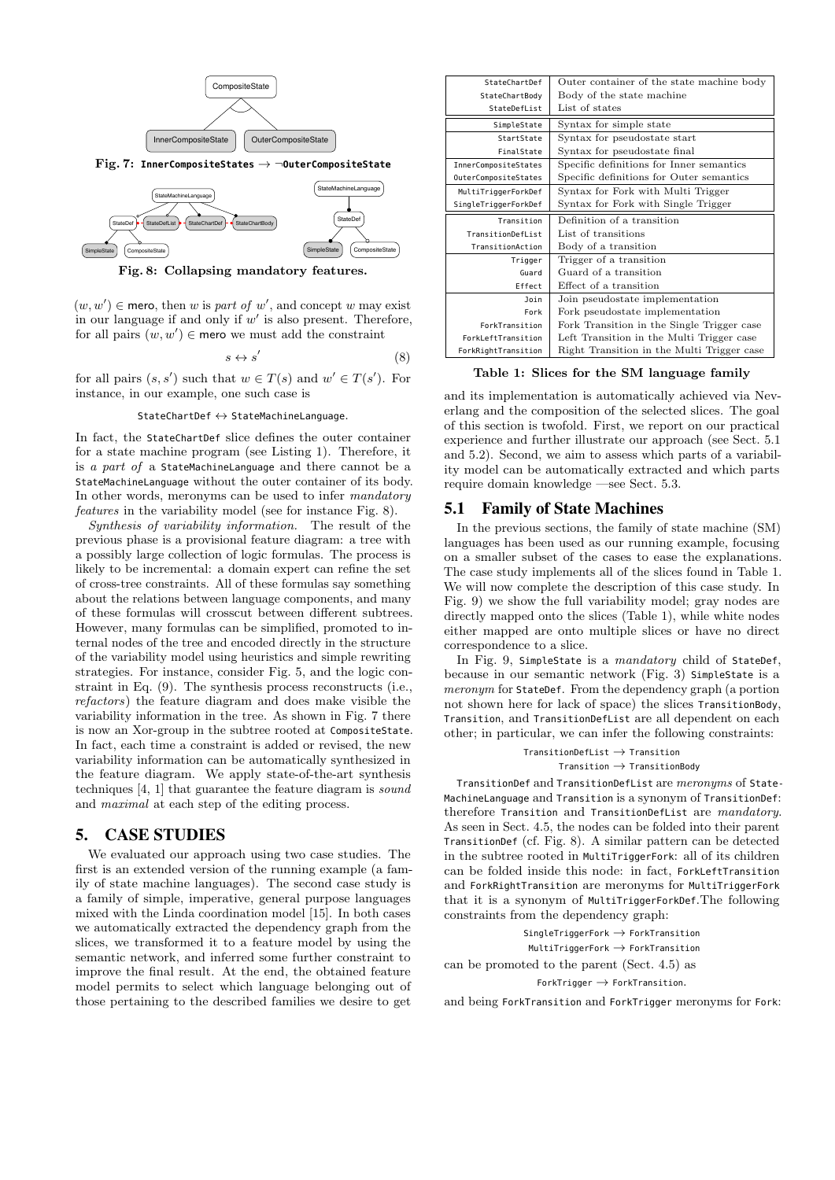Fig. 7: **InnerCompositeStates → ¬OuterCompositeState**

Fig. 8: **Collapsing mandatory features.**

$(w, w') \in$ mero, then $w$ is *part of* $w'$, and concept $w$ may exist in our language if and only if $w'$ is also present. Therefore, for all pairs $(w, w') \in$ mero we must add the constraint

$$s \leftrightarrow s' \tag{8}$$

for all pairs $(s, s')$ such that $w \in T(s)$ and $w' \in T(s')$. For instance, in our example, one such case is

StateChartDef ↔ StateMachineLanguage.

In fact, the StateChartDef slice defines the outer container for a state machine program (see Listing 1). Therefore, it is *a part of* a StateMachineLanguage and there cannot be a StateMachineLanguage without the outer container of its body. In other words, meronyms can be used to infer *mandatory features* in the variability model (see for instance Fig. 8).

*Synthesis of variability information.* The result of the previous phase is a provisional feature diagram: a tree with a possibly large collection of logic formulas. The process is likely to be incremental: a domain expert can refine the set of cross-tree constraints. All of these formulas say something about the relations between language components, and many of these formulas will crosscut between different subtrees. However, many formulas can be simplified, promoted to internal nodes of the tree and encoded directly in the structure of the variability model using heuristics and simple rewriting strategies. For instance, consider Fig. 5, and the logic constraint in Eq. (9). The synthesis process reconstructs (i.e., *refactors*) the feature diagram and does make visible the variability information in the tree. As shown in Fig. 7 there is now an Xor-group in the subtree rooted at CompositeState. In fact, each time a constraint is added or revised, the new variability information can be automatically synthesized in the feature diagram. We apply state-of-the-art synthesis techniques [4, 1] that guarantee the feature diagram is *sound* and *maximal* at each step of the editing process.

## 5. CASE STUDIES

We evaluated our approach using two case studies. The first is an extended version of the running example (a family of state machine languages). The second case study is a family of simple, imperative, general purpose languages mixed with the Linda coordination model [15]. In both cases we automatically extracted the dependency graph from the slices, we transformed it to a feature model by using the semantic network, and inferred some further constraint to improve the final result. At the end, the obtained feature model permits to select which language belonging out of those pertaining to the described families we desire to get

| Slice | Description |
|---|---|
| StateChartDef | Outer container of the state machine body |
| StateChartBody | Body of the state machine |
| StateDefList | List of states |
| SimpleState | Syntax for simple state |
| StartState | Syntax for pseudostate start |
| FinalState | Syntax for pseudostate final |
| InnerCompositeStates | Specific definitions for Inner semantics |
| OuterCompositeStates | Specific definitions for Outer semantics |
| MultiTriggerForkDef | Syntax for Fork with Multi Trigger |
| SingleTriggerForkDef | Syntax for Fork with Single Trigger |
| Transition | Definition of a transition |
| TransitionDefList | List of transitions |
| TransitionAction | Body of a transition |
| Trigger | Trigger of a transition |
| Guard | Guard of a transition |
| Effect | Effect of a transition |
| Join | Join pseudostate implementation |
| Fork | Fork pseudostate implementation |
| ForkTransition | Fork Transition in the Single Trigger case |
| ForkLeftTransition | Left Transition in the Multi Trigger case |
| ForkRightTransition | Right Transition in the Multi Trigger case |

**Table 1: Slices for the SM language family**

and its implementation is automatically achieved via Neverlang and the composition of the selected slices. The goal of this section is twofold. First, we report on our practical experience and further illustrate our approach (see Sect. 5.1 and 5.2). Second, we aim to assess which parts of a variability model can be automatically extracted and which parts require domain knowledge —see Sect. 5.3.

### 5.1 Family of State Machines

In the previous sections, the family of state machine (SM) languages has been used as our running example, focusing on a smaller subset of the cases to ease the explanations. The case study implements all of the slices found in Table 1. We will now complete the description of this case study. In Fig. 9) we show the full variability model; gray nodes are directly mapped onto the slices (Table 1), while white nodes either mapped are onto multiple slices or have no direct correspondence to a slice.

In Fig. 9, SimpleState is a *mandatory* child of StateDef, because in our semantic network (Fig. 3) SimpleState is a *meronym* for StateDef. From the dependency graph (a portion not shown here for lack of space) the slices TransitionBody, Transition, and TransitionDefList are all dependent on each other; in particular, we can infer the following constraints:

TransitionDefList → Transition
Transition → TransitionBody

TransitionDef and TransitionDefList are *meronyms* of StateMachineLanguage and Transition is a synonym of TransitionDef: therefore Transition and TransitionDefList are *mandatory*. As seen in Sect. 4.5, the nodes can be folded into their parent TransitionDef (cf. Fig. 8). A similar pattern can be detected in the subtree rooted in MultiTriggerFork: all of its children can be folded inside this node: in fact, ForkLeftTransition and ForkRightTransition are meronyms for MultiTriggerFork that it is a synonym of MultiTriggerForkDef.The following constraints from the dependency graph:

SingleTriggerFork → ForkTransition
MultiTriggerFork → ForkTransition

can be promoted to the parent (Sect. 4.5) as

ForkTrigger → ForkTransition.

and being ForkTransition and ForkTrigger meronyms for Fork: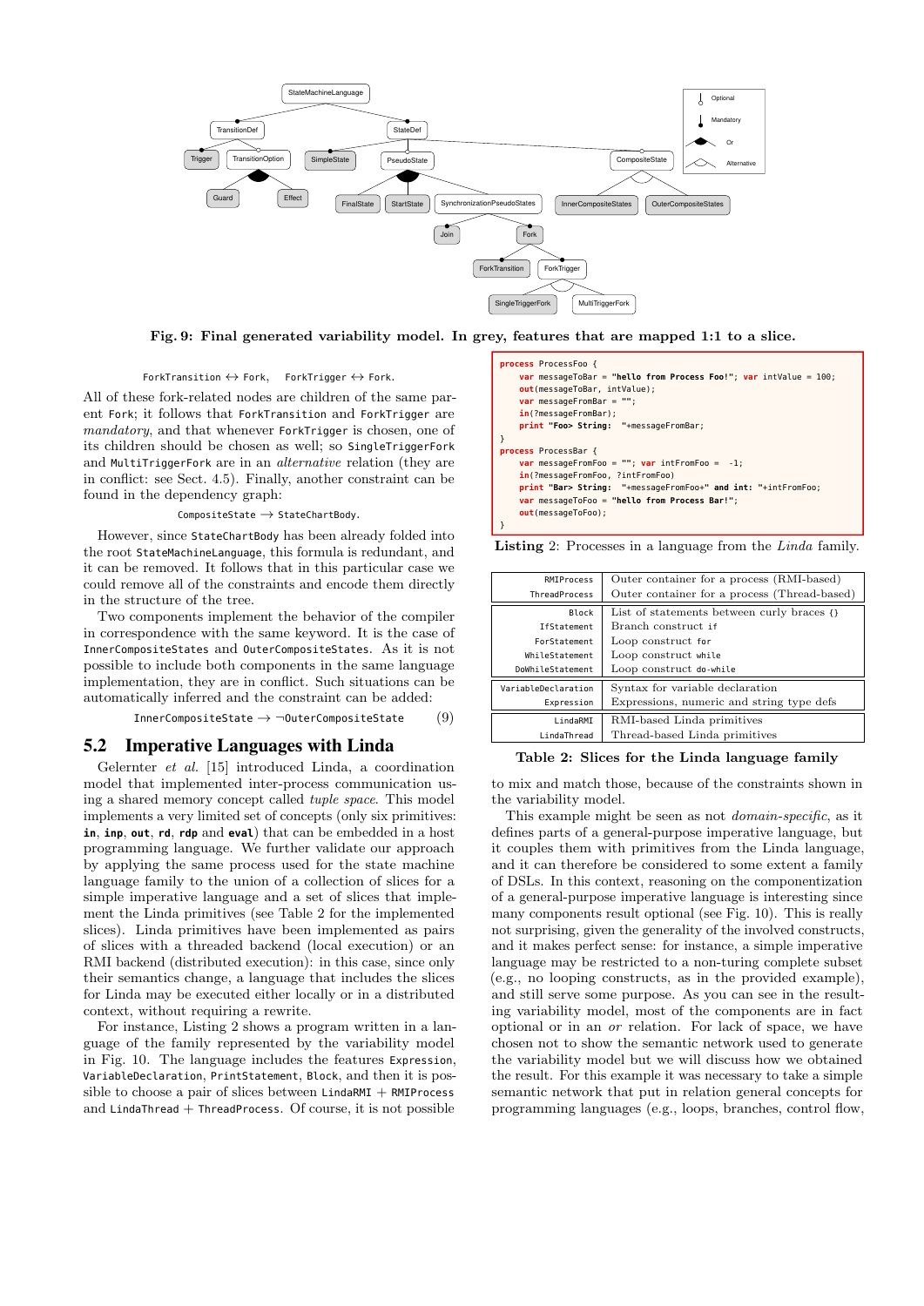Fig. 9: Final generated variability model. In grey, features that are mapped 1:1 to a slice.

$$\texttt{ForkTransition} \leftrightarrow \texttt{Fork}, \quad \texttt{ForkTrigger} \leftrightarrow \texttt{Fork}.$$

All of these fork-related nodes are children of the same parent `Fork`; it follows that `ForkTransition` and `ForkTrigger` are *mandatory*, and that whenever `ForkTrigger` is chosen, one of its children should be chosen as well; so `SingleTriggerFork` and `MultiTriggerFork` are in an *alternative* relation (they are in conflict: see Sect. 4.5). Finally, another constraint can be found in the dependency graph:

$$\texttt{CompositeState} \longrightarrow \texttt{StateChartBody}.$$

However, since `StateChartBody` has been already folded into the root `StateMachineLanguage`, this formula is redundant, and it can be removed. It follows that in this particular case we could remove all of the constraints and encode them directly in the structure of the tree.

Two components implement the behavior of the compiler in correspondence with the same keyword. It is the case of `InnerCompositeStates` and `OuterCompositeStates`. As it is not possible to include both components in the same language implementation, they are in conflict. Such situations can be automatically inferred and the constraint can be added:

$$\texttt{InnerCompositeState} \rightarrow \neg\texttt{OuterCompositeState} \qquad (9)$$

## 5.2 Imperative Languages with Linda

Gelernter *et al.* [15] introduced Linda, a coordination model that implemented inter-process communication using a shared memory concept called *tuple space*. This model implements a very limited set of concepts (only six primitives: **in**, **inp**, **out**, **rd**, **rdp** and **eval**) that can be embedded in a host programming language. We further validate our approach by applying the same process used for the state machine language family to the union of a collection of slices for a simple imperative language and a set of slices that implement the Linda primitives (see Table 2 for the implemented slices). Linda primitives have been implemented as pairs of slices with a threaded backend (local execution) or an RMI backend (distributed execution): in this case, since only their semantics change, a language that includes the slices for Linda may be executed either locally or in a distributed context, without requiring a rewrite.

For instance, Listing 2 shows a program written in a language of the family represented by the variability model in Fig. 10. The language includes the features `Expression`, `VariableDeclaration`, `PrintStatement`, `Block`, and then it is possible to choose a pair of slices between `LindaRMI` + `RMIProcess` and `LindaThread` + `ThreadProcess`. Of course, it is not possible to mix and match those, because of the constraints shown in the variability model.

```
process ProcessFoo {
    var messageToBar = "hello from Process Foo!"; var intValue = 100;
    out(messageToBar, intValue);
    var messageFromBar = "";
    in(?messageFromBar);
    print "Foo> String:  "+messageFromBar;
}
process ProcessBar {
    var messageFromFoo = ""; var intFromFoo =  -1;
    in(?messageFromFoo, ?intFromFoo)
    print "Bar> String:  "+messageFromFoo+" and int: "+intFromFoo;
    var messageToFoo = "hello from Process Bar!";
    out(messageToFoo);
}
```

**Listing 2**: Processes in a language from the *Linda* family.

| Slice | Description |
|---|---|
| `RMIProcess` | Outer container for a process (RMI-based) |
| `ThreadProcess` | Outer container for a process (Thread-based) |
| `Block` | List of statements between curly braces `{}` |
| `IfStatement` | Branch construct `if` |
| `ForStatement` | Loop construct `for` |
| `WhileStatement` | Loop construct `while` |
| `DoWhileStatement` | Loop construct `do-while` |
| `VariableDeclaration` | Syntax for variable declaration |
| `Expression` | Expressions, numeric and string type defs |
| `LindaRMI` | RMI-based Linda primitives |
| `LindaThread` | Thread-based Linda primitives |

**Table 2: Slices for the Linda language family**

This example might be seen as not *domain-specific*, as it defines parts of a general-purpose imperative language, but it couples them with primitives from the Linda language, and it can therefore be considered to some extent a family of DSLs. In this context, reasoning on the componentization of a general-purpose imperative language is interesting since many components result optional (see Fig. 10). This is really not surprising, given the generality of the involved constructs, and it makes perfect sense: for instance, a simple imperative language may be restricted to a non-turing complete subset (e.g., no looping constructs, as in the provided example), and still serve some purpose. As you can see in the resulting variability model, most of the components are in fact optional or in an *or* relation. For lack of space, we have chosen not to show the semantic network used to generate the variability model but we will discuss how we obtained the result. For this example it was necessary to take a simple semantic network that put in relation general concepts for programming languages (e.g., loops, branches, control flow,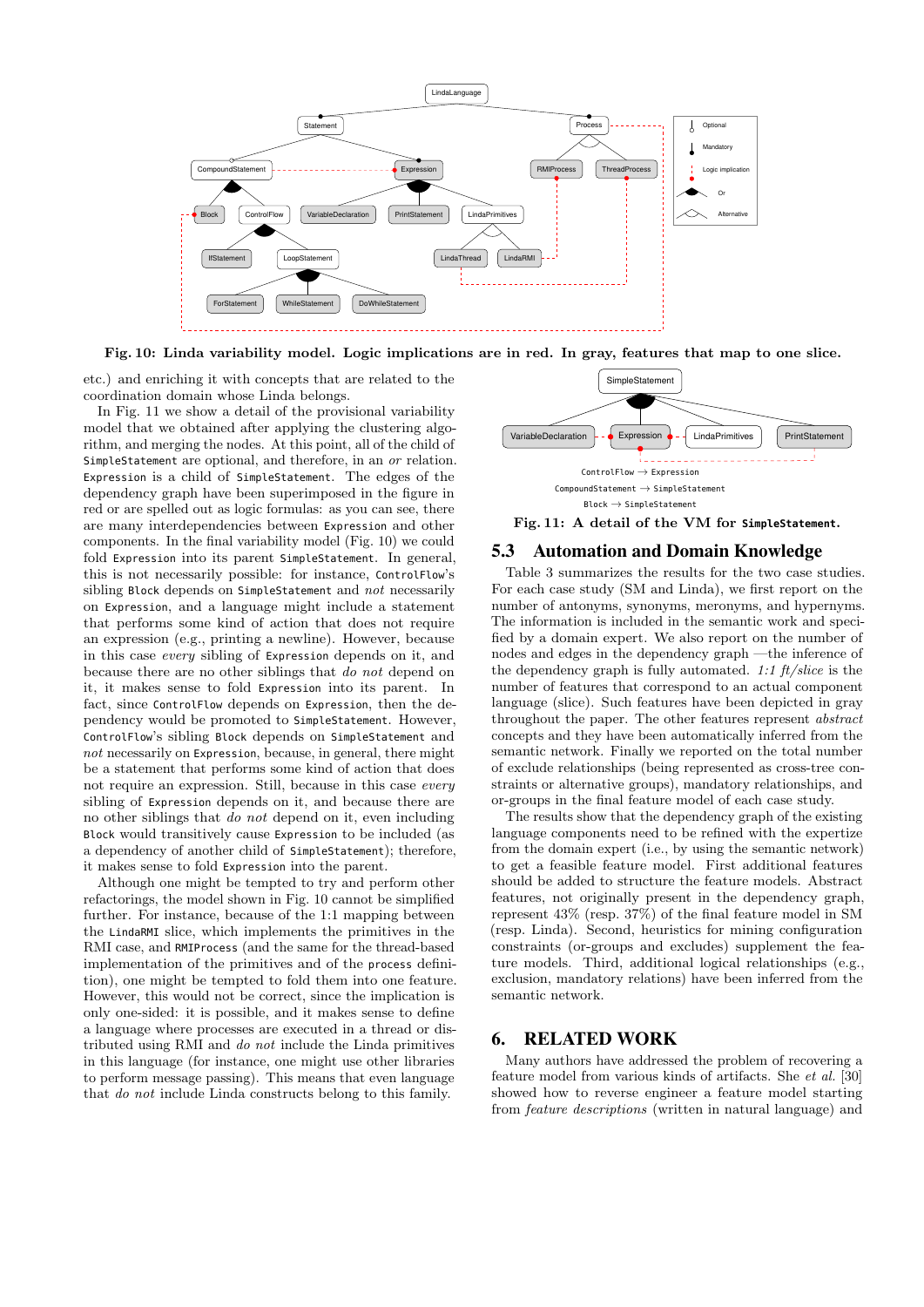Fig. 10: Linda variability model. Logic implications are in red. In gray, features that map to one slice.

etc.) and enriching it with concepts that are related to the coordination domain whose Linda belongs.

In Fig. 11 we show a detail of the provisional variability model that we obtained after applying the clustering algorithm, and merging the nodes. At this point, all of the child of `SimpleStatement` are optional, and therefore, in an *or* relation. `Expression` is a child of `SimpleStatement`. The edges of the dependency graph have been superimposed in the figure in red or are spelled out as logic formulas: as you can see, there are many interdependencies between `Expression` and other components. In the final variability model (Fig. 10) we could fold `Expression` into its parent `SimpleStatement`. In general, this is not necessarily possible: for instance, `ControlFlow`'s sibling `Block` depends on `SimpleStatement` and *not* necessarily on `Expression`, and a language might include a statement that performs some kind of action that does not require an expression (e.g., printing a newline). However, because in this case *every* sibling of `Expression` depends on it, and because there are no other siblings that *do not* depend on it, it makes sense to fold `Expression` into its parent. In fact, since `ControlFlow` depends on `Expression`, then the dependency would be promoted to `SimpleStatement`. However, `ControlFlow`'s sibling `Block` depends on `SimpleStatement` and *not* necessarily on `Expression`, because, in general, there might be a statement that performs some kind of action that does not require an expression. Still, because in this case *every* sibling of `Expression` depends on it, and because there are no other siblings that *do not* depend on it, even including `Block` would transitively cause `Expression` to be included (as a dependency of another child of `SimpleStatement`); therefore, it makes sense to fold `Expression` into the parent.

Although one might be tempted to try and perform other refactorings, the model shown in Fig. 10 cannot be simplified further. For instance, because of the 1:1 mapping between the `LindaRMI` slice, which implements the primitives in the RMI case, and `RMIProcess` (and the same for the thread-based implementation of the primitives and of the `process` definition), one might be tempted to fold them into one feature. However, this would not be correct, since the implication is only one-sided: it is possible, and it makes sense to define a language where processes are executed in a thread or distributed using RMI and *do not* include the Linda primitives in this language (for instance, one might use other libraries to perform message passing). This means that even language that *do not* include Linda constructs belong to this family.

`ControlFlow` → `Expression`

`CompoundStatement` → `SimpleStatement`

`Block` → `SimpleStatement`

Fig. 11: A detail of the VM for `SimpleStatement`.

## 5.3 Automation and Domain Knowledge

Table 3 summarizes the results for the two case studies. For each case study (SM and Linda), we first report on the number of antonyms, synonyms, meronyms, and hypernyms. The information is included in the semantic work and specified by a domain expert. We also report on the number of nodes and edges in the dependency graph —the inference of the dependency graph is fully automated. *1:1 ft/slice* is the number of features that correspond to an actual component language (slice). Such features have been depicted in gray throughout the paper. The other features represent *abstract* concepts and they have been automatically inferred from the semantic network. Finally we reported on the total number of exclude relationships (being represented as cross-tree constraints or alternative groups), mandatory relationships, and or-groups in the final feature model of each case study.

The results show that the dependency graph of the existing language components need to be refined with the expertize from the domain expert (i.e., by using the semantic network) to get a feasible feature model. First additional features should be added to structure the feature models. Abstract features, not originally present in the dependency graph, represent 43% (resp. 37%) of the final feature model in SM (resp. Linda). Second, heuristics for mining configuration constraints (or-groups and excludes) supplement the feature models. Third, additional logical relationships (e.g., exclusion, mandatory relations) have been inferred from the semantic network.

# 6. RELATED WORK

Many authors have addressed the problem of recovering a feature model from various kinds of artifacts. She *et al.* [30] showed how to reverse engineer a feature model starting from *feature descriptions* (written in natural language) and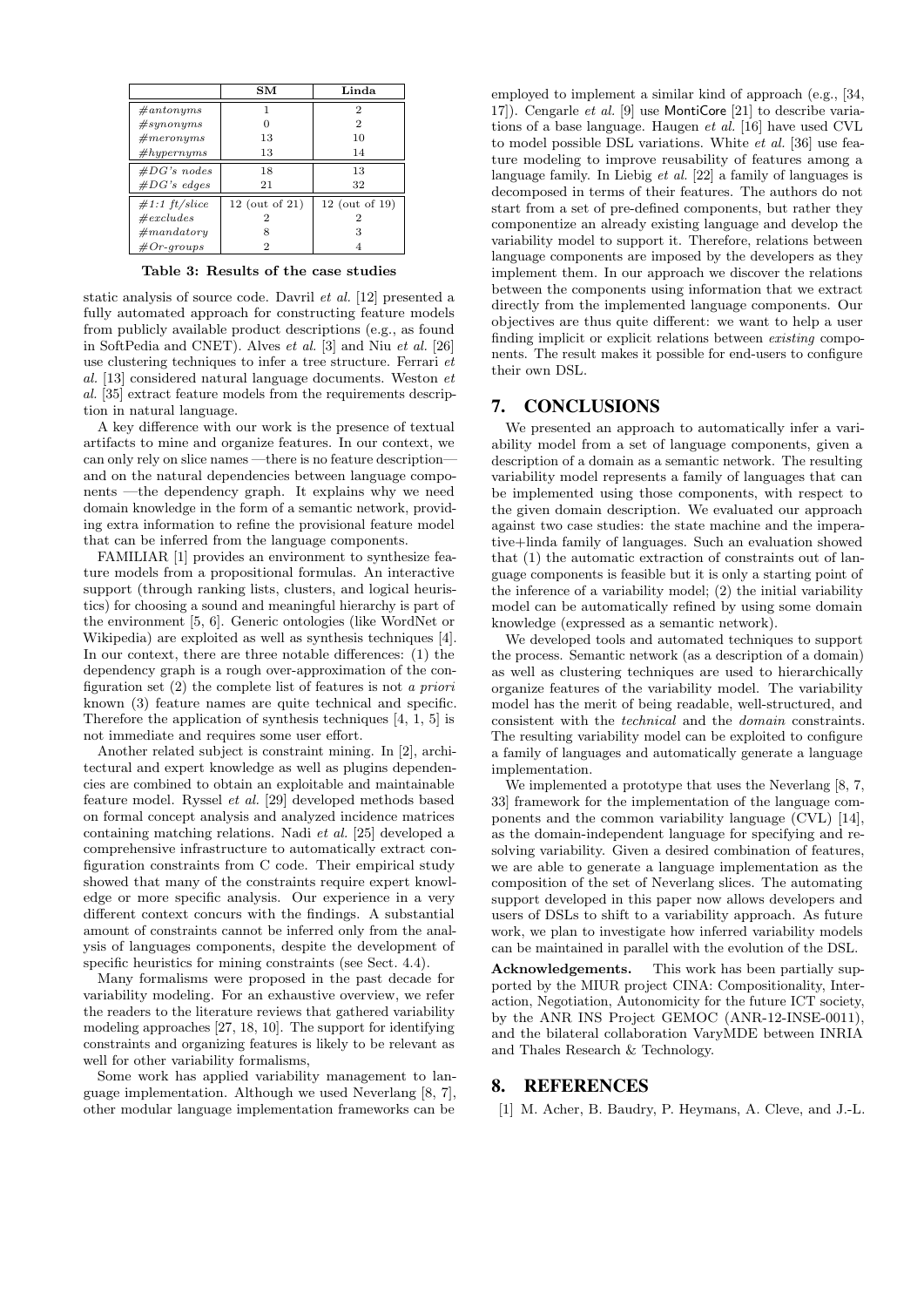| | SM | Linda |
|---|---|---|
| *#antonyms* | 1 | 2 |
| *#synonyms* | 0 | 2 |
| *#meronyms* | 13 | 10 |
| *#hypernyms* | 13 | 14 |
| *#DG's nodes* | 18 | 13 |
| *#DG's edges* | 21 | 32 |
| *#1:1 ft/slice* | 12 (out of 21) | 12 (out of 19) |
| *#excludes* | 2 | 2 |
| *#mandatory* | 8 | 3 |
| *#Or-groups* | 2 | 4 |

**Table 3: Results of the case studies**

static analysis of source code. Davril *et al.* [12] presented a fully automated approach for constructing feature models from publicly available product descriptions (e.g., as found in SoftPedia and CNET). Alves *et al.* [3] and Niu *et al.* [26] use clustering techniques to infer a tree structure. Ferrari *et al.* [13] considered natural language documents. Weston *et al.* [35] extract feature models from the requirements description in natural language.

A key difference with our work is the presence of textual artifacts to mine and organize features. In our context, we can only rely on slice names —there is no feature description— and on the natural dependencies between language components —the dependency graph. It explains why we need domain knowledge in the form of a semantic network, providing extra information to refine the provisional feature model that can be inferred from the language components.

FAMILIAR [1] provides an environment to synthesize feature models from a propositional formulas. An interactive support (through ranking lists, clusters, and logical heuristics) for choosing a sound and meaningful hierarchy is part of the environment [5, 6]. Generic ontologies (like WordNet or Wikipedia) are exploited as well as synthesis techniques [4]. In our context, there are three notable differences: (1) the dependency graph is a rough over-approximation of the configuration set (2) the complete list of features is not *a priori* known (3) feature names are quite technical and specific. Therefore the application of synthesis techniques [4, 1, 5] is not immediate and requires some user effort.

Another related subject is constraint mining. In [2], architectural and expert knowledge as well as plugins dependencies are combined to obtain an exploitable and maintainable feature model. Ryssel *et al.* [29] developed methods based on formal concept analysis and analyzed incidence matrices containing matching relations. Nadi *et al.* [25] developed a comprehensive infrastructure to automatically extract configuration constraints from C code. Their empirical study showed that many of the constraints require expert knowledge or more specific analysis. Our experience in a very different context concurs with the findings. A substantial amount of constraints cannot be inferred only from the analysis of languages components, despite the development of specific heuristics for mining constraints (see Sect. 4.4).

Many formalisms were proposed in the past decade for variability modeling. For an exhaustive overview, we refer the readers to the literature reviews that gathered variability modeling approaches [27, 18, 10]. The support for identifying constraints and organizing features is likely to be relevant as well for other variability formalisms,

Some work has applied variability management to language implementation. Although we used Neverlang [8, 7], other modular language implementation frameworks can be employed to implement a similar kind of approach (e.g., [34, 17]). Cengarle *et al.* [9] use MontiCore [21] to describe variations of a base language. Haugen *et al.* [16] have used CVL to model possible DSL variations. White *et al.* [36] use feature modeling to improve reusability of features among a language family. In Liebig *et al.* [22] a family of languages is decomposed in terms of their features. The authors do not start from a set of pre-defined components, but rather they componentize an already existing language and develop the variability model to support it. Therefore, relations between language components are imposed by the developers as they implement them. In our approach we discover the relations between the components using information that we extract directly from the implemented language components. Our objectives are thus quite different: we want to help a user finding implicit or explicit relations between *existing* components. The result makes it possible for end-users to configure their own DSL.

## 7. CONCLUSIONS

We presented an approach to automatically infer a variability model from a set of language components, given a description of a domain as a semantic network. The resulting variability model represents a family of languages that can be implemented using those components, with respect to the given domain description. We evaluated our approach against two case studies: the state machine and the imperative+linda family of languages. Such an evaluation showed that (1) the automatic extraction of constraints out of language components is feasible but it is only a starting point of the inference of a variability model; (2) the initial variability model can be automatically refined by using some domain knowledge (expressed as a semantic network).

We developed tools and automated techniques to support the process. Semantic network (as a description of a domain) as well as clustering techniques are used to hierarchically organize features of the variability model. The variability model has the merit of being readable, well-structured, and consistent with the *technical* and the *domain* constraints. The resulting variability model can be exploited to configure a family of languages and automatically generate a language implementation.

We implemented a prototype that uses the Neverlang [8, 7, 33] framework for the implementation of the language components and the common variability language (CVL) [14], as the domain-independent language for specifying and resolving variability. Given a desired combination of features, we are able to generate a language implementation as the composition of the set of Neverlang slices. The automating support developed in this paper now allows developers and users of DSLs to shift to a variability approach. As future work, we plan to investigate how inferred variability models can be maintained in parallel with the evolution of the DSL.

**Acknowledgements.** This work has been partially supported by the MIUR project CINA: Compositionality, Interaction, Negotiation, Autonomicity for the future ICT society, by the ANR INS Project GEMOC (ANR-12-INSE-0011), and the bilateral collaboration VaryMDE between INRIA and Thales Research & Technology.

## 8. REFERENCES

[1] M. Acher, B. Baudry, P. Heymans, A. Cleve, and J.-L.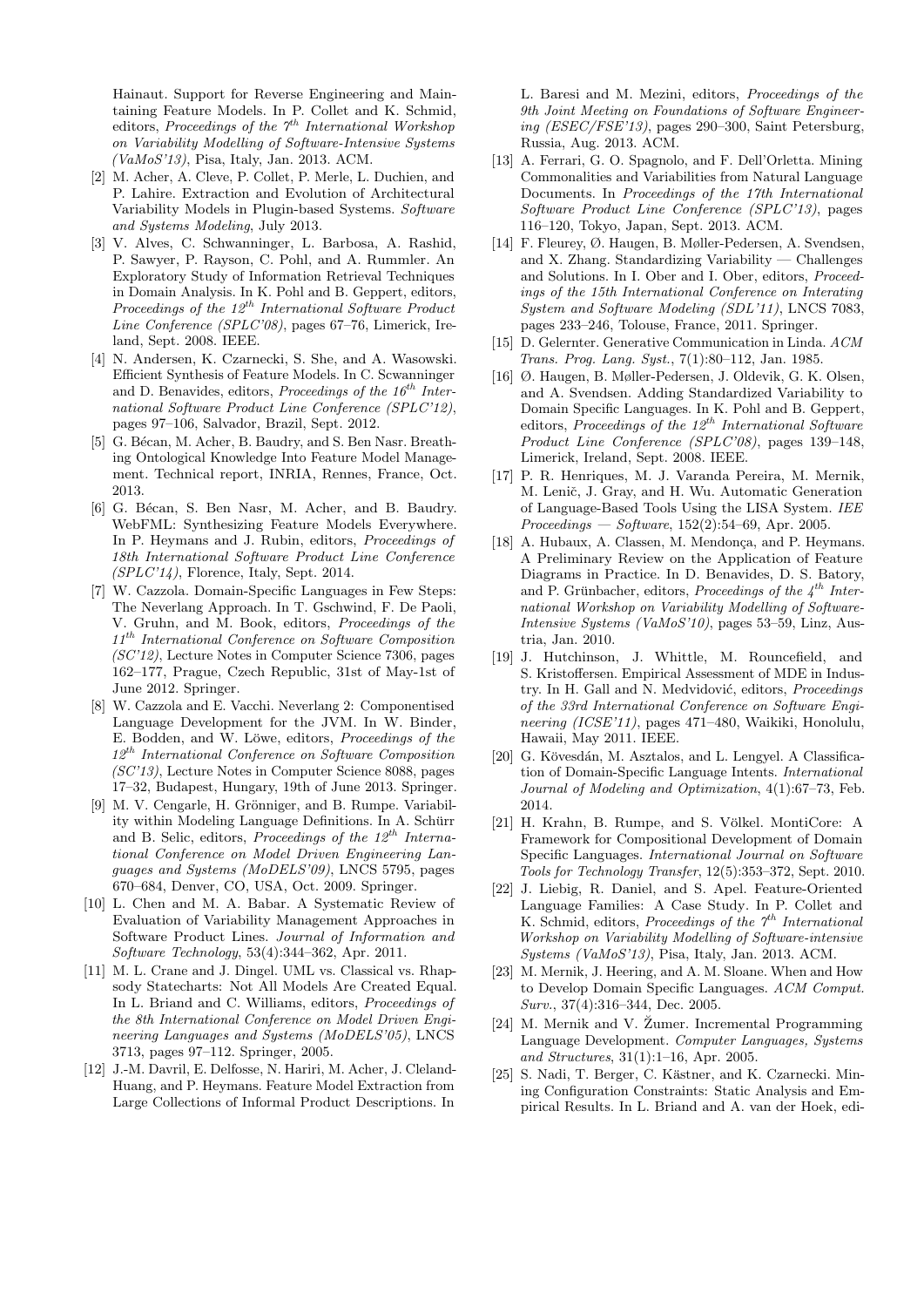Hainaut. Support for Reverse Engineering and Maintaining Feature Models. In P. Collet and K. Schmid, editors, *Proceedings of the 7th International Workshop on Variability Modelling of Software-Intensive Systems (VaMoS'13)*, Pisa, Italy, Jan. 2013. ACM.

[2] M. Acher, A. Cleve, P. Collet, P. Merle, L. Duchien, and P. Lahire. Extraction and Evolution of Architectural Variability Models in Plugin-based Systems. *Software and Systems Modeling*, July 2013.

[3] V. Alves, C. Schwanninger, L. Barbosa, A. Rashid, P. Sawyer, P. Rayson, C. Pohl, and A. Rummler. An Exploratory Study of Information Retrieval Techniques in Domain Analysis. In K. Pohl and B. Geppert, editors, *Proceedings of the 12th International Software Product Line Conference (SPLC'08)*, pages 67–76, Limerick, Ireland, Sept. 2008. IEEE.

[4] N. Andersen, K. Czarnecki, S. She, and A. Wasowski. Efficient Synthesis of Feature Models. In C. Scwanninger and D. Benavides, editors, *Proceedings of the 16th International Software Product Line Conference (SPLC'12)*, pages 97–106, Salvador, Brazil, Sept. 2012.

[5] G. Bécan, M. Acher, B. Baudry, and S. Ben Nasr. Breathing Ontological Knowledge Into Feature Model Management. Technical report, INRIA, Rennes, France, Oct. 2013.

[6] G. Bécan, S. Ben Nasr, M. Acher, and B. Baudry. WebFML: Synthesizing Feature Models Everywhere. In P. Heymans and J. Rubin, editors, *Proceedings of 18th International Software Product Line Conference (SPLC'14)*, Florence, Italy, Sept. 2014.

[7] W. Cazzola. Domain-Specific Languages in Few Steps: The Neverlang Approach. In T. Gschwind, F. De Paoli, V. Gruhn, and M. Book, editors, *Proceedings of the 11th International Conference on Software Composition (SC'12)*, Lecture Notes in Computer Science 7306, pages 162–177, Prague, Czech Republic, 31st of May-1st of June 2012. Springer.

[8] W. Cazzola and E. Vacchi. Neverlang 2: Componentised Language Development for the JVM. In W. Binder, E. Bodden, and W. Löwe, editors, *Proceedings of the 12th International Conference on Software Composition (SC'13)*, Lecture Notes in Computer Science 8088, pages 17–32, Budapest, Hungary, 19th of June 2013. Springer.

[9] M. V. Cengarle, H. Grönniger, and B. Rumpe. Variability within Modeling Language Definitions. In A. Schürr and B. Selic, editors, *Proceedings of the 12th International Conference on Model Driven Engineering Languages and Systems (MoDELS'09)*, LNCS 5795, pages 670–684, Denver, CO, USA, Oct. 2009. Springer.

[10] L. Chen and M. A. Babar. A Systematic Review of Evaluation of Variability Management Approaches in Software Product Lines. *Journal of Information and Software Technology*, 53(4):344–362, Apr. 2011.

[11] M. L. Crane and J. Dingel. UML vs. Classical vs. Rhapsody Statecharts: Not All Models Are Created Equal. In L. Briand and C. Williams, editors, *Proceedings of the 8th International Conference on Model Driven Engineering Languages and Systems (MoDELS'05)*, LNCS 3713, pages 97–112. Springer, 2005.

[12] J.-M. Davril, E. Delfosse, N. Hariri, M. Acher, J. Cleland-Huang, and P. Heymans. Feature Model Extraction from Large Collections of Informal Product Descriptions. In L. Baresi and M. Mezini, editors, *Proceedings of the 9th Joint Meeting on Foundations of Software Engineering (ESEC/FSE'13)*, pages 290–300, Saint Petersburg, Russia, Aug. 2013. ACM.

[13] A. Ferrari, G. O. Spagnolo, and F. Dell'Orletta. Mining Commonalities and Variabilities from Natural Language Documents. In *Proceedings of the 17th International Software Product Line Conference (SPLC'13)*, pages 116–120, Tokyo, Japan, Sept. 2013. ACM.

[14] F. Fleurey, Ø. Haugen, B. Møller-Pedersen, A. Svendsen, and X. Zhang. Standardizing Variability — Challenges and Solutions. In I. Ober and I. Ober, editors, *Proceedings of the 15th International Conference on Interating System and Software Modeling (SDL'11)*, LNCS 7083, pages 233–246, Tolouse, France, 2011. Springer.

[15] D. Gelernter. Generative Communication in Linda. *ACM Trans. Prog. Lang. Syst.*, 7(1):80–112, Jan. 1985.

[16] Ø. Haugen, B. Møller-Pedersen, J. Oldevik, G. K. Olsen, and A. Svendsen. Adding Standardized Variability to Domain Specific Languages. In K. Pohl and B. Geppert, editors, *Proceedings of the 12th International Software Product Line Conference (SPLC'08)*, pages 139–148, Limerick, Ireland, Sept. 2008. IEEE.

[17] P. R. Henriques, M. J. Varanda Pereira, M. Mernik, M. Lenič, J. Gray, and H. Wu. Automatic Generation of Language-Based Tools Using the LISA System. *IEE Proceedings — Software*, 152(2):54–69, Apr. 2005.

[18] A. Hubaux, A. Classen, M. Mendonça, and P. Heymans. A Preliminary Review on the Application of Feature Diagrams in Practice. In D. Benavides, D. S. Batory, and P. Grünbacher, editors, *Proceedings of the 4th International Workshop on Variability Modelling of Software-Intensive Systems (VaMoS'10)*, pages 53–59, Linz, Austria, Jan. 2010.

[19] J. Hutchinson, J. Whittle, M. Rouncefield, and S. Kristoffersen. Empirical Assessment of MDE in Industry. In H. Gall and N. Medvidović, editors, *Proceedings of the 33rd International Conference on Software Engineering (ICSE'11)*, pages 471–480, Waikiki, Honolulu, Hawaii, May 2011. IEEE.

[20] G. Kövesdán, M. Asztalos, and L. Lengyel. A Classification of Domain-Specific Language Intents. *International Journal of Modeling and Optimization*, 4(1):67–73, Feb. 2014.

[21] H. Krahn, B. Rumpe, and S. Völkel. MontiCore: A Framework for Compositional Development of Domain Specific Languages. *International Journal on Software Tools for Technology Transfer*, 12(5):353–372, Sept. 2010.

[22] J. Liebig, R. Daniel, and S. Apel. Feature-Oriented Language Families: A Case Study. In P. Collet and K. Schmid, editors, *Proceedings of the 7th International Workshop on Variability Modelling of Software-intensive Systems (VaMoS'13)*, Pisa, Italy, Jan. 2013. ACM.

[23] M. Mernik, J. Heering, and A. M. Sloane. When and How to Develop Domain Specific Languages. *ACM Comput. Surv.*, 37(4):316–344, Dec. 2005.

[24] M. Mernik and V. Žumer. Incremental Programming Language Development. *Computer Languages, Systems and Structures*, 31(1):1–16, Apr. 2005.

[25] S. Nadi, T. Berger, C. Kästner, and K. Czarnecki. Mining Configuration Constraints: Static Analysis and Empirical Results. In L. Briand and A. van der Hoek, edi-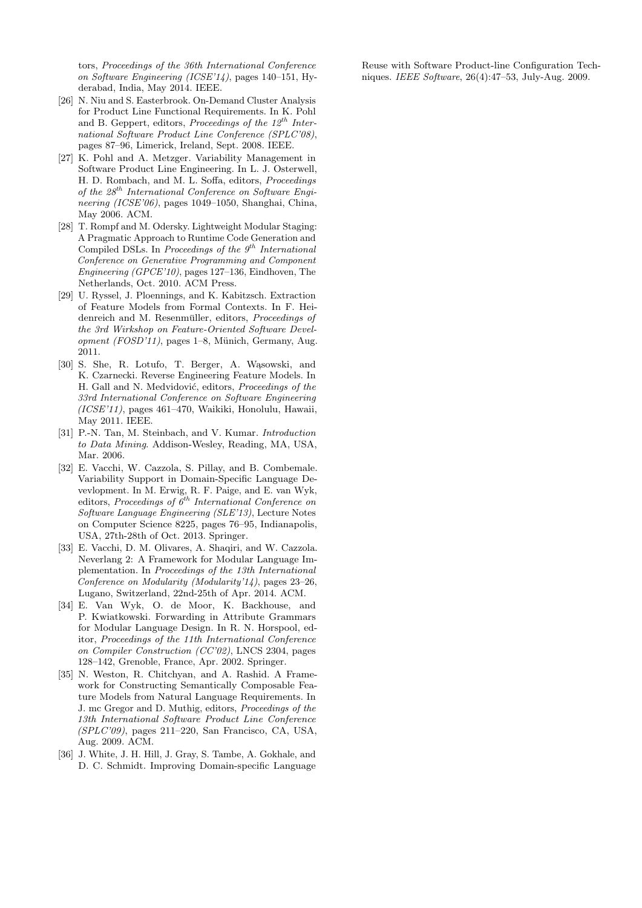tors, *Proceedings of the 36th International Conference on Software Engineering (ICSE'14)*, pages 140–151, Hyderabad, India, May 2014. IEEE.

[26] N. Niu and S. Easterbrook. On-Demand Cluster Analysis for Product Line Functional Requirements. In K. Pohl and B. Geppert, editors, *Proceedings of the 12$^{th}$ International Software Product Line Conference (SPLC'08)*, pages 87–96, Limerick, Ireland, Sept. 2008. IEEE.

[27] K. Pohl and A. Metzger. Variability Management in Software Product Line Engineering. In L. J. Osterwell, H. D. Rombach, and M. L. Soffa, editors, *Proceedings of the 28$^{th}$ International Conference on Software Engineering (ICSE'06)*, pages 1049–1050, Shanghai, China, May 2006. ACM.

[28] T. Rompf and M. Odersky. Lightweight Modular Staging: A Pragmatic Approach to Runtime Code Generation and Compiled DSLs. In *Proceedings of the 9$^{th}$ International Conference on Generative Programming and Component Engineering (GPCE'10)*, pages 127–136, Eindhoven, The Netherlands, Oct. 2010. ACM Press.

[29] U. Ryssel, J. Ploennings, and K. Kabitzsch. Extraction of Feature Models from Formal Contexts. In F. Heidenreich and M. Resenmüller, editors, *Proceedings of the 3rd Wirkshop on Feature-Oriented Software Development (FOSD'11)*, pages 1–8, Münich, Germany, Aug. 2011.

[30] S. She, R. Lotufo, T. Berger, A. Wąsowski, and K. Czarnecki. Reverse Engineering Feature Models. In H. Gall and N. Medvidović, editors, *Proceedings of the 33rd International Conference on Software Engineering (ICSE'11)*, pages 461–470, Waikiki, Honolulu, Hawaii, May 2011. IEEE.

[31] P.-N. Tan, M. Steinbach, and V. Kumar. *Introduction to Data Mining*. Addison-Wesley, Reading, MA, USA, Mar. 2006.

[32] E. Vacchi, W. Cazzola, S. Pillay, and B. Combemale. Variability Support in Domain-Specific Language Devevlopment. In M. Erwig, R. F. Paige, and E. van Wyk, editors, *Proceedings of 6$^{th}$ International Conference on Software Language Engineering (SLE'13)*, Lecture Notes on Computer Science 8225, pages 76–95, Indianapolis, USA, 27th-28th of Oct. 2013. Springer.

[33] E. Vacchi, D. M. Olivares, A. Shaqiri, and W. Cazzola. Neverlang 2: A Framework for Modular Language Implementation. In *Proceedings of the 13th International Conference on Modularity (Modularity'14)*, pages 23–26, Lugano, Switzerland, 22nd-25th of Apr. 2014. ACM.

[34] E. Van Wyk, O. de Moor, K. Backhouse, and P. Kwiatkowski. Forwarding in Attribute Grammars for Modular Language Design. In R. N. Horspool, editor, *Proceedings of the 11th International Conference on Compiler Construction (CC'02)*, LNCS 2304, pages 128–142, Grenoble, France, Apr. 2002. Springer.

[35] N. Weston, R. Chitchyan, and A. Rashid. A Framework for Constructing Semantically Composable Feature Models from Natural Language Requirements. In J. mc Gregor and D. Muthig, editors, *Proceedings of the 13th International Software Product Line Conference (SPLC'09)*, pages 211–220, San Francisco, CA, USA, Aug. 2009. ACM.

[36] J. White, J. H. Hill, J. Gray, S. Tambe, A. Gokhale, and D. C. Schmidt. Improving Domain-specific Language Reuse with Software Product-line Configuration Techniques. *IEEE Software*, 26(4):47–53, July-Aug. 2009.